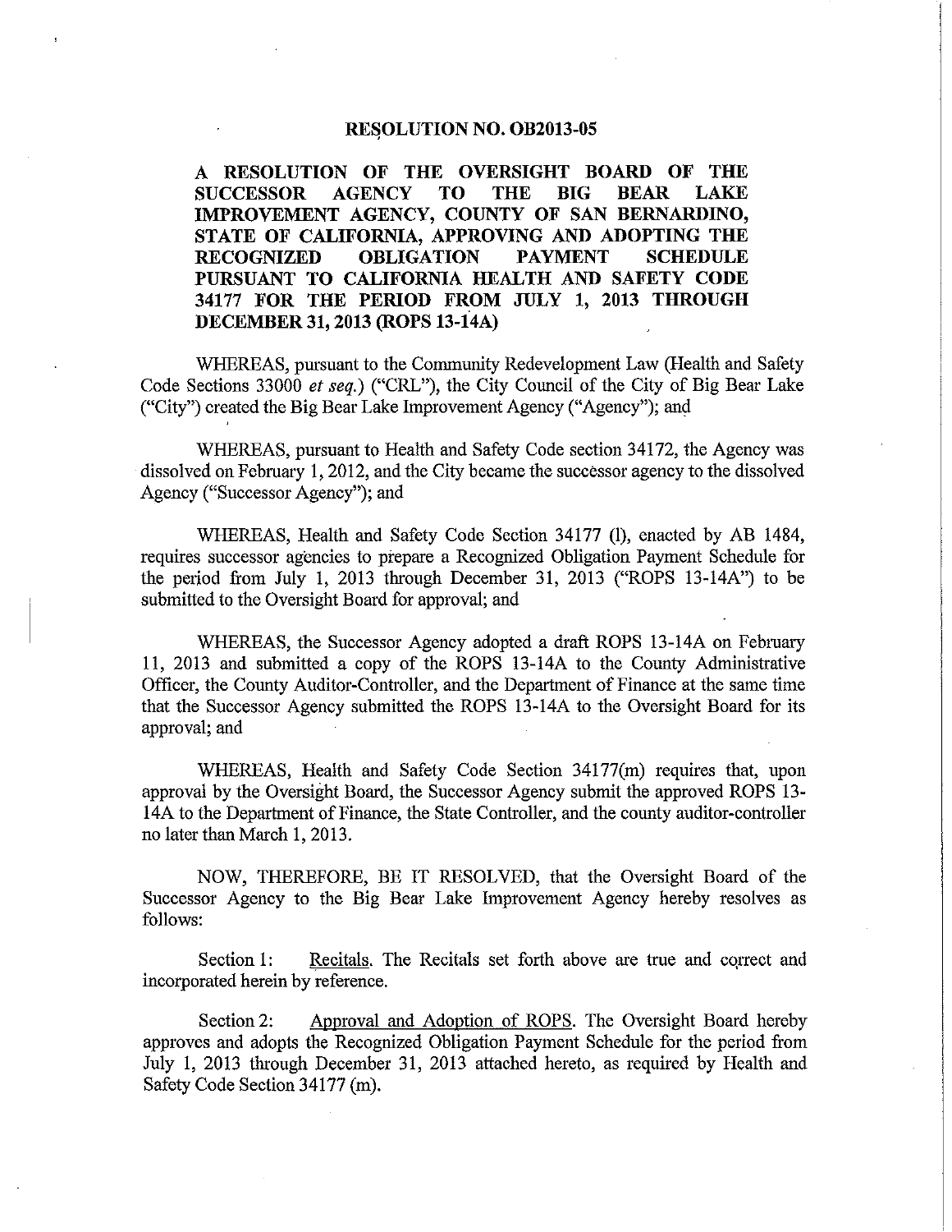# RESOLUTION NO. OB2013-05

**A RESOLUTION OF THE OVERSIGHT BOARD OF THE SUCCESSOR AGENCY TO THE BIG BEAR LAKE IMPROVEMENT AGENCY, COUNTY OF SAN BERNARDINO, STATE OF CALIFORNIA, APPROVING AND ADOPTING THE RECOGNIZED OBLIGATION PAYMENT SCHEDULE PURSUANT TO CALIFORNIA HEALTH AND SAFETY CODE 34177 FOR THE PERIOD FROM JULY 1, 2013 THROUGH DECEMBER 31, 2013 (ROPS 13-14A)**

WHEREAS, pursuant to the Community Redevelopment Law (Health and Safety Code Sections 33000 *et seq.*) ("CRL"), the City Council of the City of Big Bear Lake ("City") created the Big Bear Lake Improvement Agency ("Agency"); and

WHEREAS, pursuant to Health and Safety Code section 34172, the Agency was dissolved on February 1, 2012, and the City became the successor agency to the dissolved Agency ("Successor Agency"); and

WHEREAS, Health and Safety Code Section 34177 (l), enacted by AB 1484, requires successor agencies to prepare a Recognized Obligation Payment Schedule for the period from July 1, 2013 through December 31, 2013 ("ROPS 13-14A") to be submitted to the Oversight Board for approval; and

WHEREAS, the Successor Agency adopted a draft ROPS 13-14A on February 11, 2013 and submitted a copy of the ROPS 13-14A to the County Administrative Officer, the County Auditor-Controller, and the Department of Finance at the same time that the Successor Agency submitted the ROPS 13-14A to the Oversight Board for its approval; and

WHEREAS, Health and Safety Code Section 34177(m) requires that, upon approval by the Oversight Board, the Successor Agency submit the approved ROPS 13-14A to the Department of Finance, the State Controller, and the county auditor-controller no later than March 1, 2013.

NOW, THEREFORE, BE IT RESOLVED, that the Oversight Board of the Successor Agency to the Big Bear Lake Improvement Agency hereby resolves as follows:

Section 1: Recitals. The Recitals set forth above are true and correct and incorporated herein by reference.

Section 2: Approval and Adoption of ROPS. The Oversight Board hereby approves and adopts the Recognized Obligation Payment Schedule for the period from July 1, 2013 through December 31, 2013 attached hereto, as required by Health and Safety Code Section 34177 (m).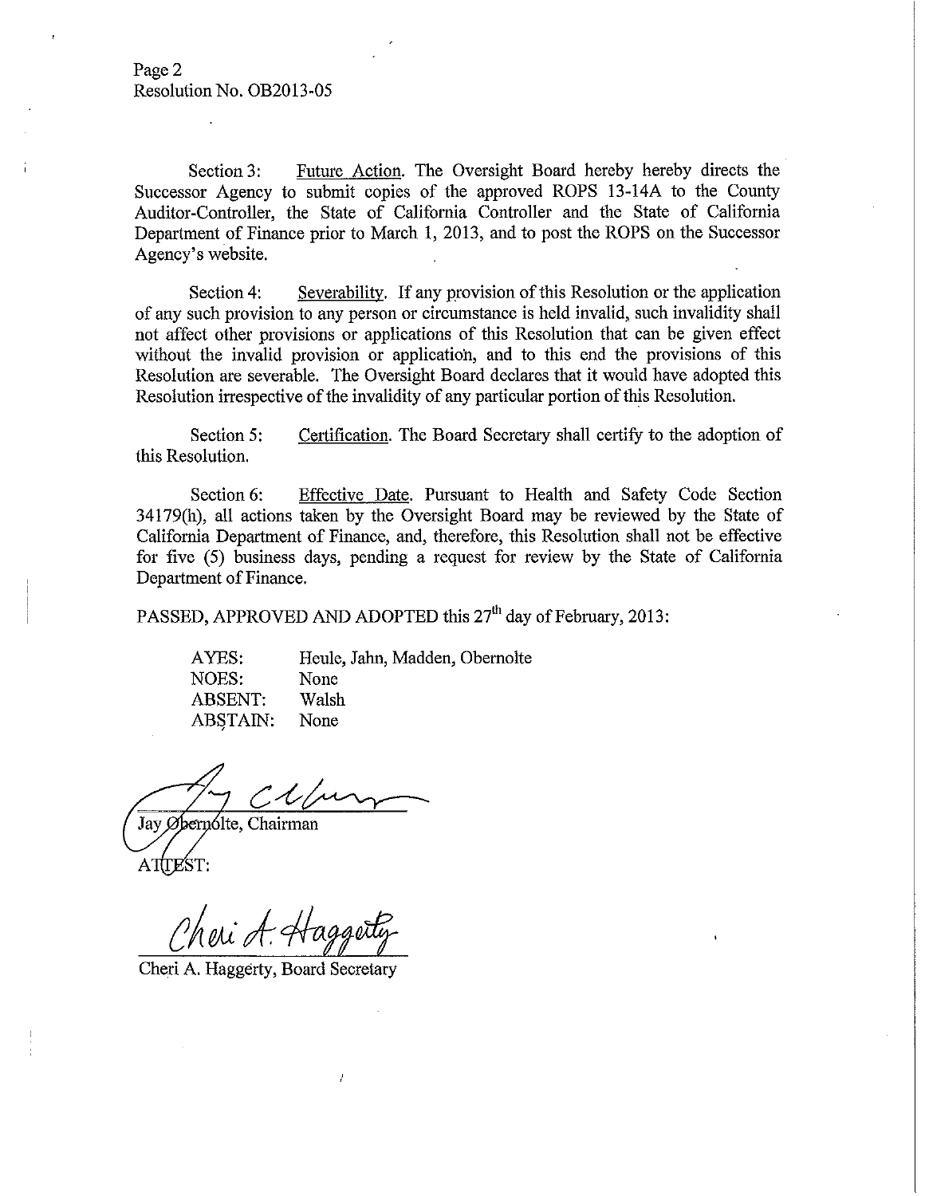Page 2
Resolution No. OB2013-05

Section 3: Future Action. The Oversight Board hereby hereby directs the Successor Agency to submit copies of the approved ROPS 13-14A to the County Auditor-Controller, the State of California Controller and the State of California Department of Finance prior to March 1, 2013, and to post the ROPS on the Successor Agency's website.

Section 4: Severability. If any provision of this Resolution or the application of any such provision to any person or circumstance is held invalid, such invalidity shall not affect other provisions or applications of this Resolution that can be given effect without the invalid provision or application, and to this end the provisions of this Resolution are severable. The Oversight Board declares that it would have adopted this Resolution irrespective of the invalidity of any particular portion of this Resolution.

Section 5: Certification. The Board Secretary shall certify to the adoption of this Resolution.

Section 6: Effective Date. Pursuant to Health and Safety Code Section 34179(h), all actions taken by the Oversight Board may be reviewed by the State of California Department of Finance, and, therefore, this Resolution shall not be effective for five (5) business days, pending a request for review by the State of California Department of Finance.

PASSED, APPROVED AND ADOPTED this 27th day of February, 2013:

AYES: Heule, Jahn, Madden, Obernolte
NOES: None
ABSENT: Walsh
ABSTAIN: None

Jay Obernolte, Chairman

ATTEST:

Cheri A. Haggerty, Board Secretary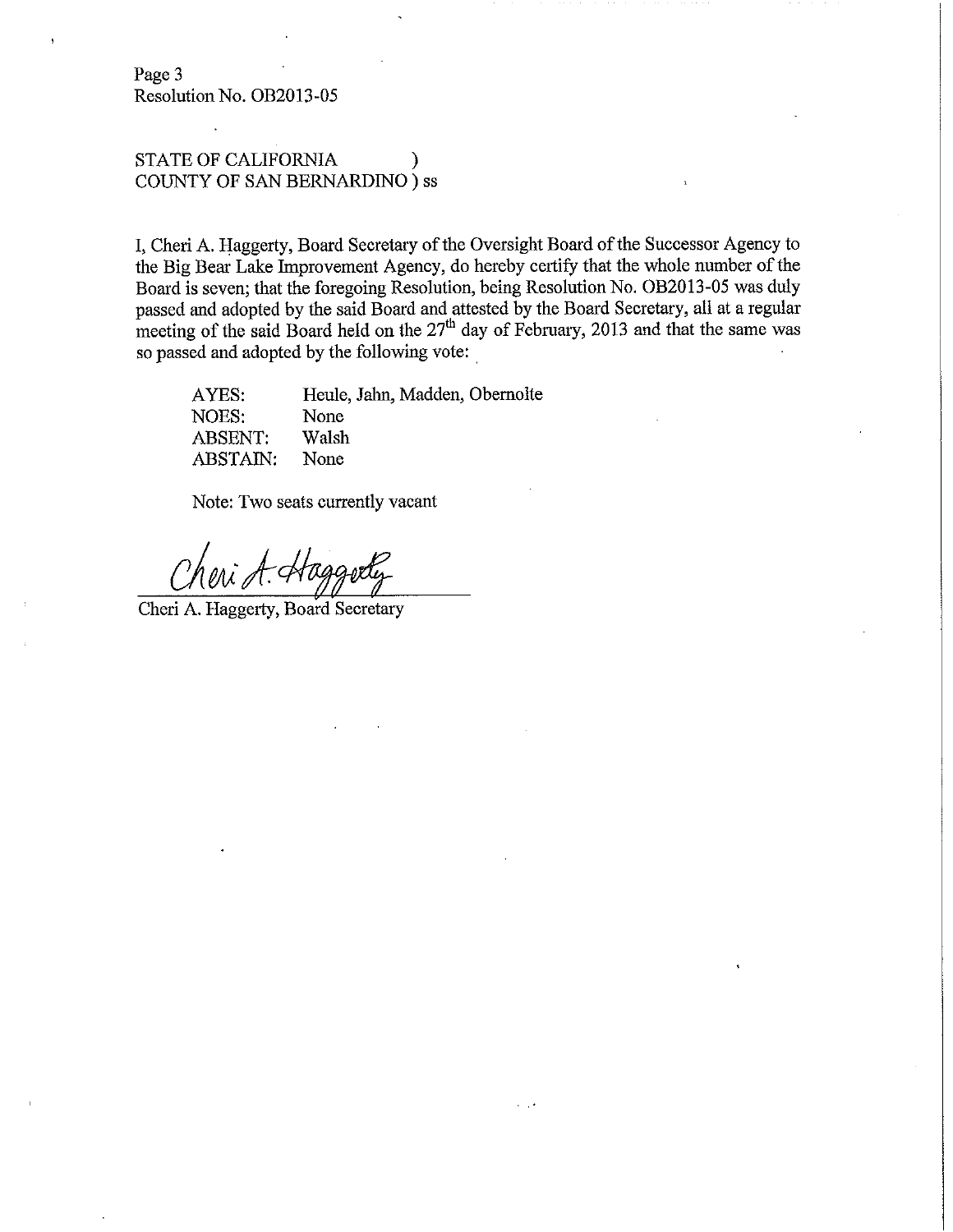Page 3
Resolution No. OB2013-05

STATE OF CALIFORNIA )
COUNTY OF SAN BERNARDINO ) ss

I, Cheri A. Haggerty, Board Secretary of the Oversight Board of the Successor Agency to the Big Bear Lake Improvement Agency, do hereby certify that the whole number of the Board is seven; that the foregoing Resolution, being Resolution No. OB2013-05 was duly passed and adopted by the said Board and attested by the Board Secretary, all at a regular meeting of the said Board held on the 27th day of February, 2013 and that the same was so passed and adopted by the following vote:

AYES: Heule, Jahn, Madden, Obernolte
NOES: None
ABSENT: Walsh
ABSTAIN: None

Note: Two seats currently vacant

Cheri A. Haggerty

Cheri A. Haggerty, Board Secretary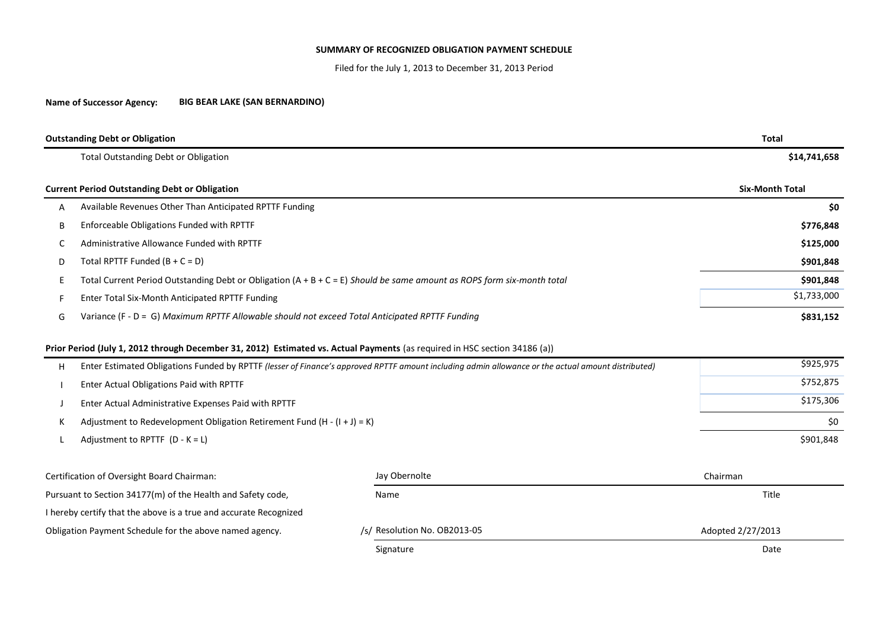**SUMMARY OF RECOGNIZED OBLIGATION PAYMENT SCHEDULE**

Filed for the July 1, 2013 to December 31, 2013 Period

**Name of Successor Agency:** **BIG BEAR LAKE (SAN BERNARDINO)**

| | **Outstanding Debt or Obligation** | **Total** |
|---|---|---|
| | Total Outstanding Debt or Obligation | **$14,741,658** |
| | **Current Period Outstanding Debt or Obligation** | **Six-Month Total** |
| A | Available Revenues Other Than Anticipated RPTTF Funding | **$0** |
| B | Enforceable Obligations Funded with RPTTF | **$776,848** |
| C | Administrative Allowance Funded with RPTTF | **$125,000** |
| D | Total RPTTF Funded (B + C = D) | **$901,848** |
| E | Total Current Period Outstanding Debt or Obligation (A + B + C = E) *Should be same amount as ROPS form six-month total* | **$901,848** |
| F | Enter Total Six-Month Anticipated RPTTF Funding | $1,733,000 |
| G | Variance (F - D = G) *Maximum RPTTF Allowable should not exceed Total Anticipated RPTTF Funding* | **$831,152** |
| | **Prior Period (July 1, 2012 through December 31, 2012) Estimated vs. Actual Payments** (as required in HSC section 34186 (a)) | |
| H | Enter Estimated Obligations Funded by RPTTF *(lesser of Finance's approved RPTTF amount including admin allowance or the actual amount distributed)* | $925,975 |
| I | Enter Actual Obligations Paid with RPTTF | $752,875 |
| J | Enter Actual Administrative Expenses Paid with RPTTF | $175,306 |
| K | Adjustment to Redevelopment Obligation Retirement Fund (H - (I + J) = K) | $0 |
| L | Adjustment to RPTTF (D - K = L) | $901,848 |

| | | |
|---|---|---|
| Certification of Oversight Board Chairman: | Jay Obernolte | Chairman |
| Pursuant to Section 34177(m) of the Health and Safety code, | Name | Title |
| I hereby certify that the above is a true and accurate Recognized | | |
| Obligation Payment Schedule for the above named agency. | /s/ Resolution No. OB2013-05 | Adopted 2/27/2013 |
| | Signature | Date |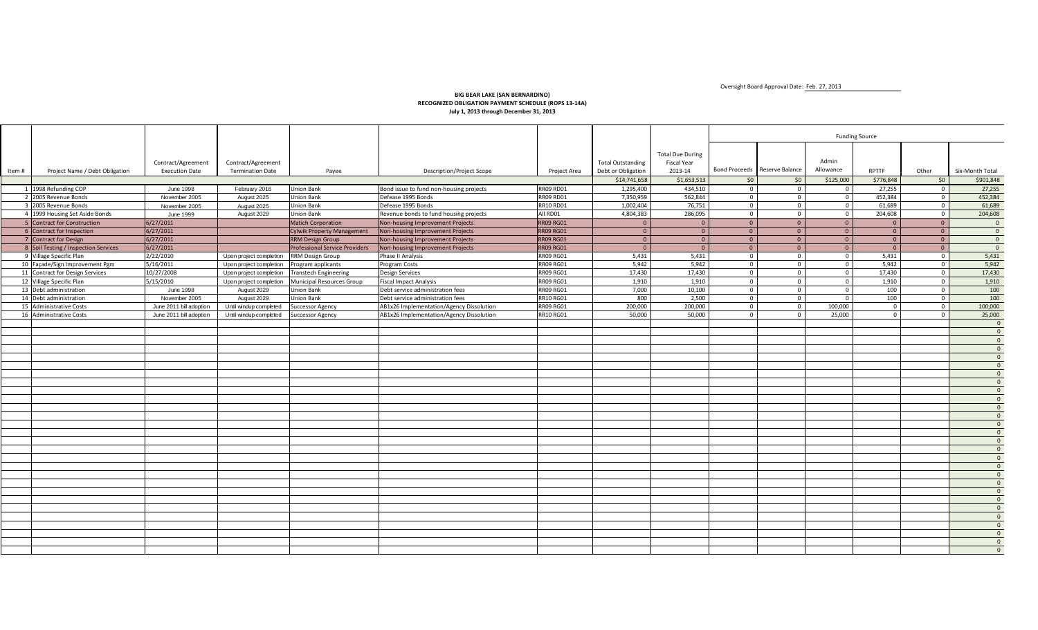Oversight Board Approval Date: Feb. 27, 2013

**BIG BEAR LAKE (SAN BERNARDINO)**
**RECOGNIZED OBLIGATION PAYMENT SCHEDULE (ROPS 13-14A)**
**July 1, 2013 through December 31, 2013**

| | | | | | | | | | Funding Source | | | | | |
|---|---|---|---|---|---|---|---|---|---|---|---|---|---|---|
| Item # | Project Name / Debt Obligation | Contract/Agreement Execution Date | Contract/Agreement Termination Date | Payee | Description/Project Scope | Project Area | Total Outstanding Debt or Obligation | Total Due During Fiscal Year 2013-14 | Bond Proceeds | Reserve Balance | Admin Allowance | RPTTF | Other | Six-Month Total |
| | | | | | | | $14,741,658 | $1,653,513 | $0 | $0 | $125,000 | $776,848 | $0 | $901,848 |
| 1 | 1998 Refunding COP | June 1998 | February 2016 | Union Bank | Bond issue to fund non-housing projects | RR09 RD01 | 1,295,400 | 434,510 | 0 | 0 | 0 | 27,255 | 0 | 27,255 |
| 2 | 2005 Revenue Bonds | November 2005 | August 2025 | Union Bank | Defease 1995 Bonds | RR09 RD01 | 7,350,959 | 562,844 | 0 | 0 | 0 | 452,384 | 0 | 452,384 |
| 3 | 2005 Revenue Bonds | November 2005 | August 2025 | Union Bank | Defease 1995 Bonds | RR10 RD01 | 1,002,404 | 76,751 | 0 | 0 | 0 | 61,689 | 0 | 61,689 |
| 4 | 1999 Housing Set Aside Bonds | June 1999 | August 2029 | Union Bank | Revenue bonds to fund housing projects | All RD01 | 4,804,383 | 286,095 | 0 | 0 | 0 | 204,608 | 0 | 204,608 |
| 5 | Contract for Construction | 6/27/2011 | | Matich Corporation | Non-housing Improvement Projects | RR09 RG01 | 0 | 0 | 0 | 0 | 0 | 0 | 0 | 0 |
| 6 | Contract for Inspection | 6/27/2011 | | Cylwik Property Management | Non-housing Improvement Projects | RR09 RG01 | 0 | 0 | 0 | 0 | 0 | 0 | 0 | 0 |
| 7 | Contract for Design | 6/27/2011 | | RRM Design Group | Non-housing Improvement Projects | RR09 RG01 | 0 | 0 | 0 | 0 | 0 | 0 | 0 | 0 |
| 8 | Soil Testing / Inspection Services | 6/27/2011 | | Professional Service Providers | Non-housing Improvement Projects | RR09 RG01 | 0 | 0 | 0 | 0 | 0 | 0 | 0 | 0 |
| 9 | Village Specific Plan | 2/22/2010 | Upon project completion | RRM Design Group | Phase II Analysis | RR09 RG01 | 5,431 | 5,431 | 0 | 0 | 0 | 5,431 | 0 | 5,431 |
| 10 | Façade/Sign Improvement Pgm | 5/16/2011 | Upon project completion | Program applicants | Program Costs | RR09 RG01 | 5,942 | 5,942 | 0 | 0 | 0 | 5,942 | 0 | 5,942 |
| 11 | Contract for Design Services | 10/27/2008 | Upon project completion | Transtech Engineering | Design Services | RR09 RG01 | 17,430 | 17,430 | 0 | 0 | 0 | 17,430 | 0 | 17,430 |
| 12 | Village Specific Plan | 5/15/2010 | Upon project completion | Municipal Resources Group | Fiscal Impact Analysis | RR09 RG01 | 1,910 | 1,910 | 0 | 0 | 0 | 1,910 | 0 | 1,910 |
| 13 | Debt administration | June 1998 | August 2029 | Union Bank | Debt service administration fees | RR09 RG01 | 7,000 | 10,100 | 0 | 0 | 0 | 100 | 0 | 100 |
| 14 | Debt administration | November 2005 | August 2029 | Union Bank | Debt service administration fees | RR10 RG01 | 800 | 2,500 | 0 | 0 | 0 | 100 | 0 | 100 |
| 15 | Administrative Costs | June 2011 bill adoption | Until windup completed | Successor Agency | AB1x26 Implementation/Agency Dissolution | RR09 RG01 | 200,000 | 200,000 | 0 | 0 | 100,000 | 0 | 0 | 100,000 |
| 16 | Administrative Costs | June 2011 bill adoption | Until windup completed | Successor Agency | AB1x26 Implementation/Agency Dissolution | RR10 RG01 | 50,000 | 50,000 | 0 | 0 | 25,000 | 0 | 0 | 25,000 |
| | | | | | | | | | | | | | | 0 |
| | | | | | | | | | | | | | | 0 |
| | | | | | | | | | | | | | | 0 |
| | | | | | | | | | | | | | | 0 |
| | | | | | | | | | | | | | | 0 |
| | | | | | | | | | | | | | | 0 |
| | | | | | | | | | | | | | | 0 |
| | | | | | | | | | | | | | | 0 |
| | | | | | | | | | | | | | | 0 |
| | | | | | | | | | | | | | | 0 |
| | | | | | | | | | | | | | | 0 |
| | | | | | | | | | | | | | | 0 |
| | | | | | | | | | | | | | | 0 |
| | | | | | | | | | | | | | | 0 |
| | | | | | | | | | | | | | | 0 |
| | | | | | | | | | | | | | | 0 |
| | | | | | | | | | | | | | | 0 |
| | | | | | | | | | | | | | | 0 |
| | | | | | | | | | | | | | | 0 |
| | | | | | | | | | | | | | | 0 |
| | | | | | | | | | | | | | | 0 |
| | | | | | | | | | | | | | | 0 |
| | | | | | | | | | | | | | | 0 |
| | | | | | | | | | | | | | | 0 |
| | | | | | | | | | | | | | | 0 |
| | | | | | | | | | | | | | | 0 |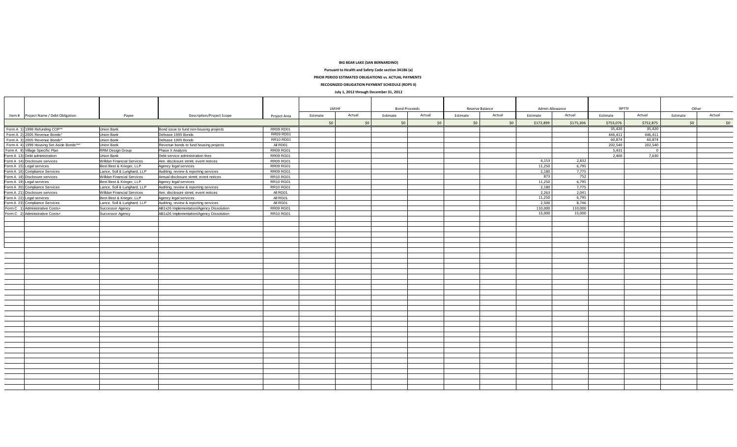**BIG BEAR LAKE (SAN BERNARDINO)**

**Pursuant to Health and Safety Code section 34186 (a)**

**PRIOR PERIOD ESTIMATED OBLIGATIONS vs. ACTUAL PAYMENTS**

**RECOGNIZED OBLIGATION PAYMENT SCHEDULE (ROPS II)**

**July 1, 2012 through December 31, 2012**

| | | | | | LMIHF | | Bond Proceeds | | Reserve Balance | | Admin Allowance | | RPTTF | | Other | |
|---|---|---|---|---|---|---|---|---|---|---|---|---|---|---|---|---|
| Item # | Project Name / Debt Obligation | Payee | Description/Project Scope | Project Area | Estimate | Actual | Estimate | Actual | Estimate | Actual | Estimate | Actual | Estimate | Actual | Estimate | Actual |
| | | | | | $0 | $0 | $0 | $0 | $0 | $0 | $172,899 | $175,306 | $753,076 | $752,875 | $0 | $0 |
| Form A 1) | 1998 Refunding COP^^ | Union Bank | Bond issue to fund non-housing projects | RR09 RD01 | | | | | | | | | 35,420 | 35,420 | | |
| Form A 2) | 2005 Revenue Bonds^ | Union Bank | Defease 1995 Bonds | RR09 RD01 | | | | | | | | | 446,411 | 446,411 | | |
| Form A 3) | 2005 Revenue Bonds^ | Union Bank | Defease 1995 Bonds | RR10 RD01 | | | | | | | | | 60,874 | 60,874 | | |
| Form A 4) | 1999 Housing Set Aside Bonds^^^ | Union Bank | Revenue bonds to fund housing projects | All RD01 | | | | | | | | | 202,540 | 202,540 | | |
| Form A 9) | Village Specific Plan | RRM Design Group | Phase II Analysis | RR09 RG01 | | | | | | | | | 5,431 | 0 | | |
| Form A 13) | Debt administration | Union Bank | Debt service administration fees | RR09 RG01 | | | | | | | | | 2,400 | 7,630 | | |
| Form A 14) | Disclosure services | Willdan Financial Services | Ann. disclosure stmnt; event notices | RR09 RG01 | | | | | | | 4,153 | 2,832 | | | | |
| Form A 15) | Legal services | Best Best & Krieger, LLP | Agency legal services | RR09 RG01 | | | | | | | 11,250 | 6,795 | | | | |
| Form A 16) | Compliance Services | Lance, Soll & Lunghard, LLP | Auditing, review & reporting services | RR09 RG01 | | | | | | | 2,180 | 7,775 | | | | |
| Form A 18) | Disclosure services | Willdan Financial Services | Annual disclosure stmnt; event notices | RR10 RG01 | | | | | | | 873 | 752 | | | | |
| Form A 19) | Legal services | Best Best & Krieger, LLP | Agency legal services | RR10 RG01 | | | | | | | 11,250 | 6,795 | | | | |
| Form A 20) | Compliance Services | Lance, Soll & Lunghard, LLP | Auditing, review & reporting services | RR10 RG01 | | | | | | | 2,180 | 7,775 | | | | |
| Form A 21) | Disclosure services | Willdan Financial Services | Ann. disclosure stmnt; event notices | All RG01 | | | | | | | 2,263 | 2,041 | | | | |
| Form A 22) | Legal services | Best Best & Krieger, LLP | Agency legal services | All RG01 | | | | | | | 11,250 | 6,795 | | | | |
| Form A 23) | Compliance Services | Lance, Soll & Lunghard, LLP | Auditing, review & reporting services | All RG01 | | | | | | | 2,500 | 8,746 | | | | |
| Form C 1) | Administrative Costs+ | Successor Agency | AB1x26 Implementation/Agency Dissolution | RR09 RG01 | | | | | | | 110,000 | 110,000 | | | | |
| Form C 2) | Administrative Costs+ | Successor Agency | AB1x26 Implementation/Agency Dissolution | RR10 RG01 | | | | | | | 15,000 | 15,000 | | | | |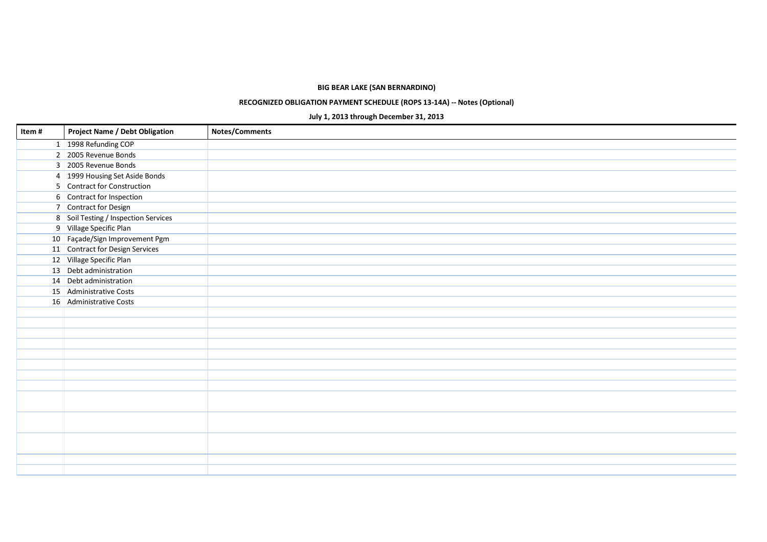**BIG BEAR LAKE (SAN BERNARDINO)**

**RECOGNIZED OBLIGATION PAYMENT SCHEDULE (ROPS 13-14A) -- Notes (Optional)**

**July 1, 2013 through December 31, 2013**

| Item # | Project Name / Debt Obligation | Notes/Comments |
|---|---|---|
| 1 | 1998 Refunding COP | |
| 2 | 2005 Revenue Bonds | |
| 3 | 2005 Revenue Bonds | |
| 4 | 1999 Housing Set Aside Bonds | |
| 5 | Contract for Construction | |
| 6 | Contract for Inspection | |
| 7 | Contract for Design | |
| 8 | Soil Testing / Inspection Services | |
| 9 | Village Specific Plan | |
| 10 | Façade/Sign Improvement Pgm | |
| 11 | Contract for Design Services | |
| 12 | Village Specific Plan | |
| 13 | Debt administration | |
| 14 | Debt administration | |
| 15 | Administrative Costs | |
| 16 | Administrative Costs | |